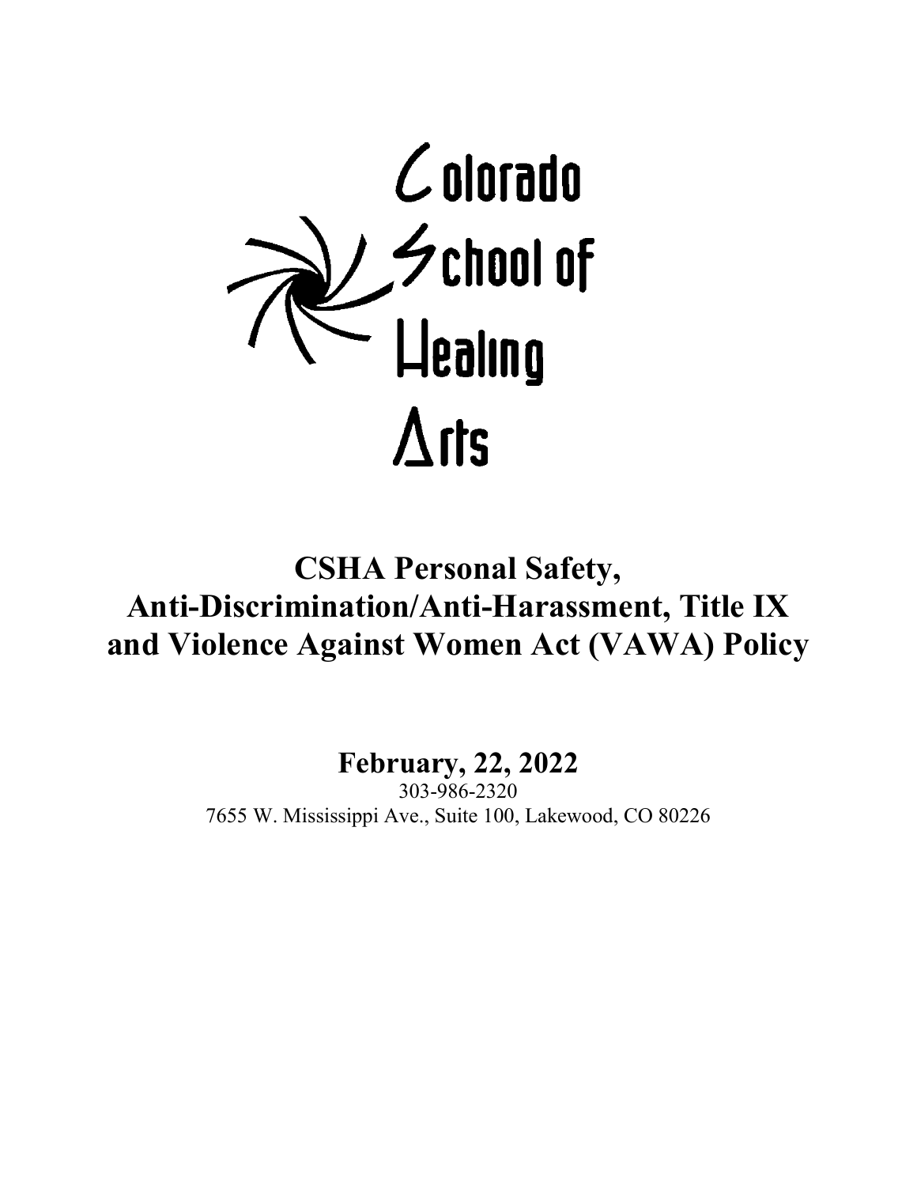Colorado School of Healing Arts

# CSHA Personal Safety, Anti-Discrimination/Anti-Harassment, Title IX and Violence Against Women Act (VAWA) Policy

## February, 22, 2022

303-986-2320
7655 W. Mississippi Ave., Suite 100, Lakewood, CO 80226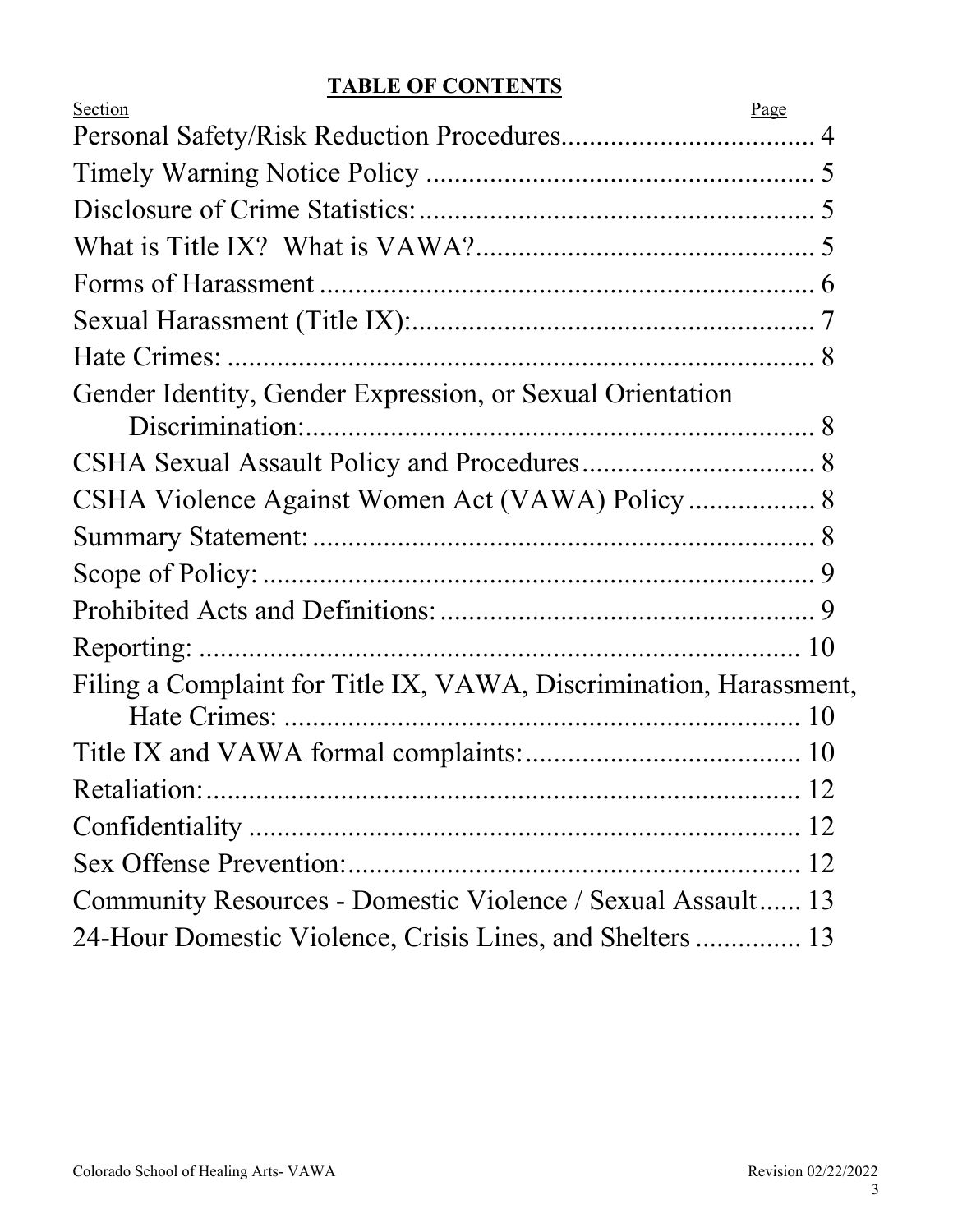**TABLE OF CONTENTS**

| Section | Page |
| --- | --- |
| Personal Safety/Risk Reduction Procedures | 4 |
| Timely Warning Notice Policy | 5 |
| Disclosure of Crime Statistics: | 5 |
| What is Title IX? What is VAWA? | 5 |
| Forms of Harassment | 6 |
| Sexual Harassment (Title IX): | 7 |
| Hate Crimes: | 8 |
| Gender Identity, Gender Expression, or Sexual Orientation Discrimination: | 8 |
| CSHA Sexual Assault Policy and Procedures | 8 |
| CSHA Violence Against Women Act (VAWA) Policy | 8 |
| Summary Statement: | 8 |
| Scope of Policy: | 9 |
| Prohibited Acts and Definitions: | 9 |
| Reporting: | 10 |
| Filing a Complaint for Title IX, VAWA, Discrimination, Harassment, Hate Crimes: | 10 |
| Title IX and VAWA formal complaints: | 10 |
| Retaliation: | 12 |
| Confidentiality | 12 |
| Sex Offense Prevention: | 12 |
| Community Resources - Domestic Violence / Sexual Assault | 13 |
| 24-Hour Domestic Violence, Crisis Lines, and Shelters | 13 |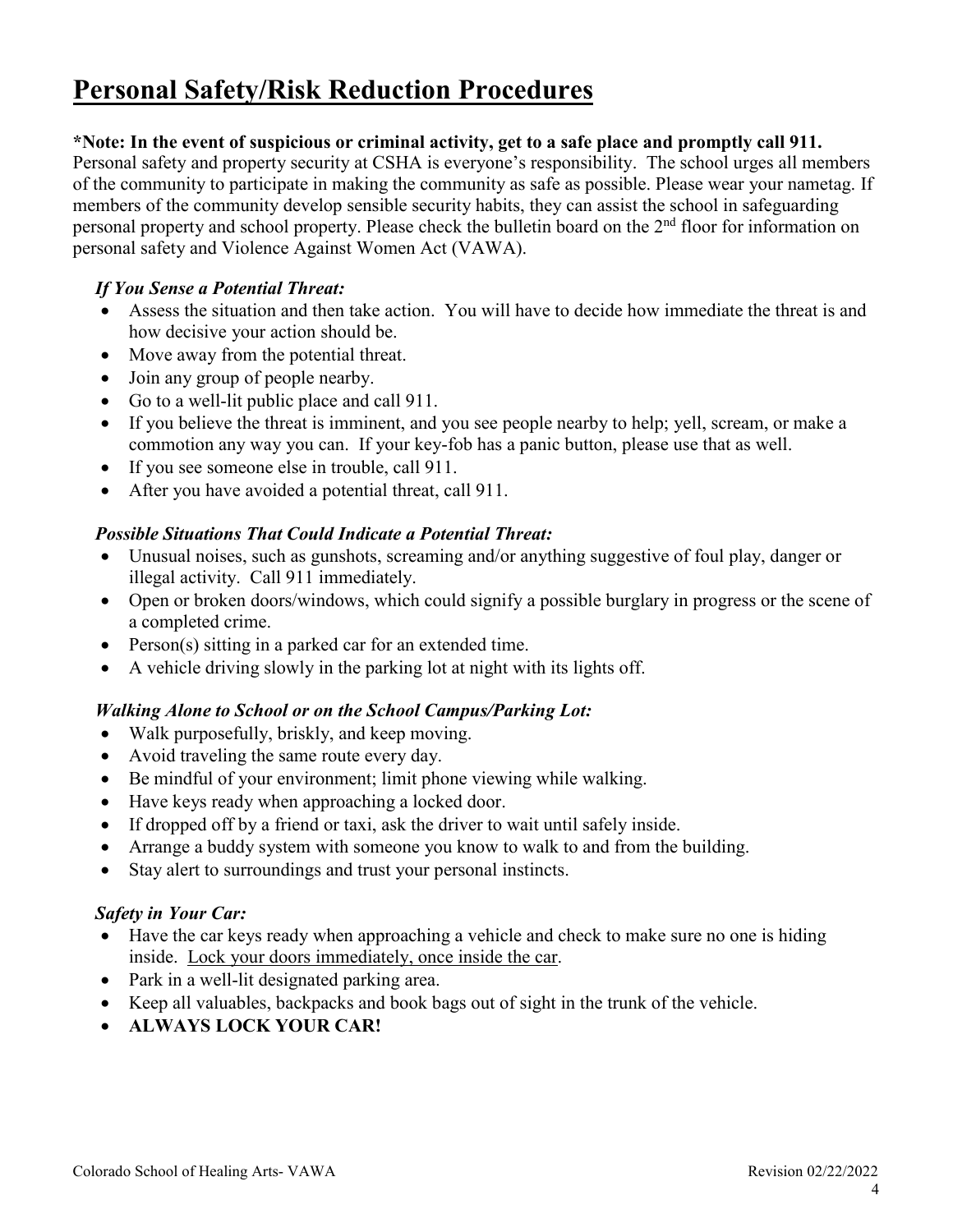# Personal Safety/Risk Reduction Procedures

**\*Note: In the event of suspicious or criminal activity, get to a safe place and promptly call 911.**

Personal safety and property security at CSHA is everyone's responsibility. The school urges all members of the community to participate in making the community as safe as possible. Please wear your nametag. If members of the community develop sensible security habits, they can assist the school in safeguarding personal property and school property. Please check the bulletin board on the 2nd floor for information on personal safety and Violence Against Women Act (VAWA).

### *If You Sense a Potential Threat:*

- Assess the situation and then take action. You will have to decide how immediate the threat is and how decisive your action should be.
- Move away from the potential threat.
- Join any group of people nearby.
- Go to a well-lit public place and call 911.
- If you believe the threat is imminent, and you see people nearby to help; yell, scream, or make a commotion any way you can. If your key-fob has a panic button, please use that as well.
- If you see someone else in trouble, call 911.
- After you have avoided a potential threat, call 911.

### *Possible Situations That Could Indicate a Potential Threat:*

- Unusual noises, such as gunshots, screaming and/or anything suggestive of foul play, danger or illegal activity. Call 911 immediately.
- Open or broken doors/windows, which could signify a possible burglary in progress or the scene of a completed crime.
- Person(s) sitting in a parked car for an extended time.
- A vehicle driving slowly in the parking lot at night with its lights off.

### *Walking Alone to School or on the School Campus/Parking Lot:*

- Walk purposefully, briskly, and keep moving.
- Avoid traveling the same route every day.
- Be mindful of your environment; limit phone viewing while walking.
- Have keys ready when approaching a locked door.
- If dropped off by a friend or taxi, ask the driver to wait until safely inside.
- Arrange a buddy system with someone you know to walk to and from the building.
- Stay alert to surroundings and trust your personal instincts.

### *Safety in Your Car:*

- Have the car keys ready when approaching a vehicle and check to make sure no one is hiding inside. <u>Lock your doors immediately, once inside the car</u>.
- Park in a well-lit designated parking area.
- Keep all valuables, backpacks and book bags out of sight in the trunk of the vehicle.
- **ALWAYS LOCK YOUR CAR!**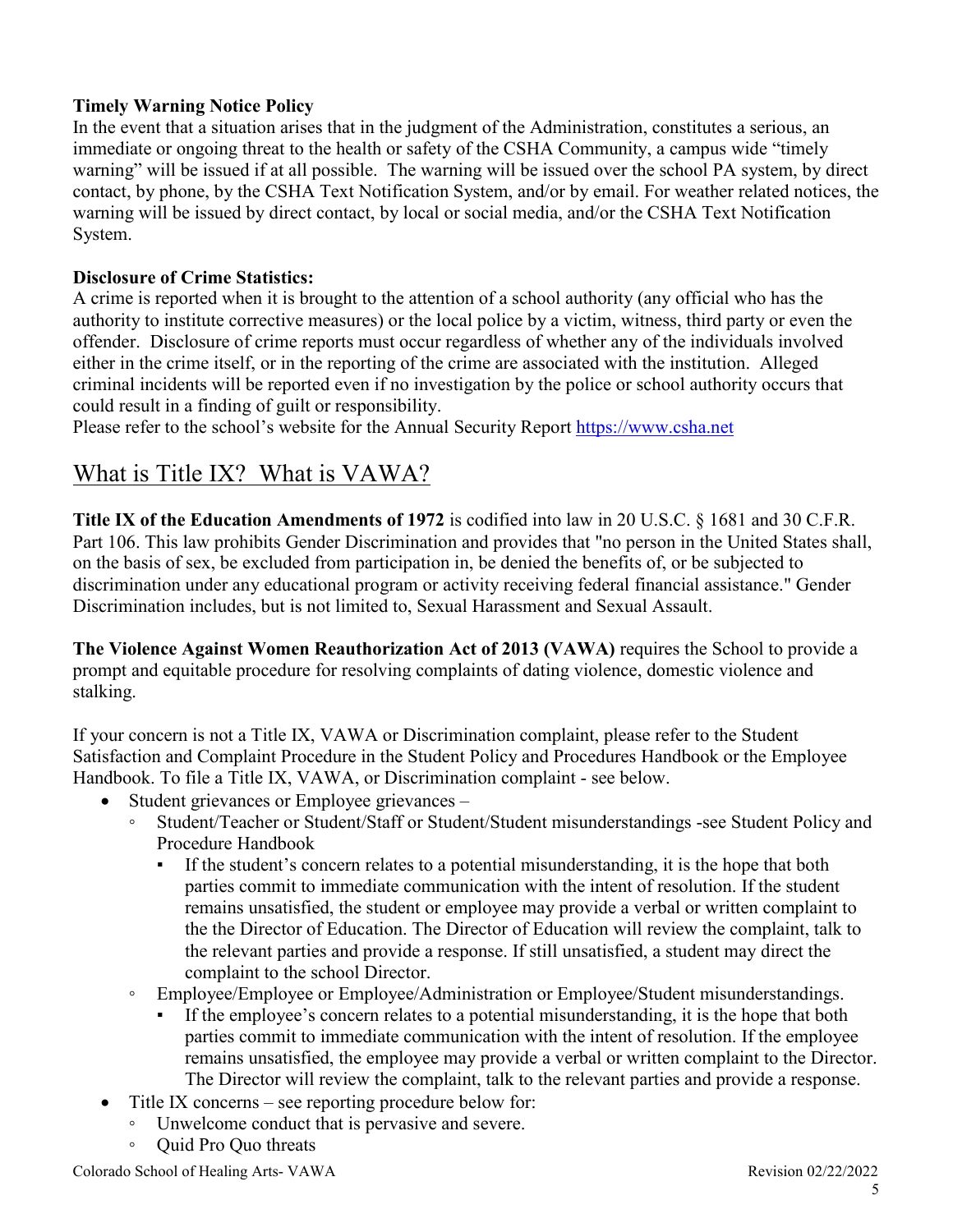**Timely Warning Notice Policy**
In the event that a situation arises that in the judgment of the Administration, constitutes a serious, an immediate or ongoing threat to the health or safety of the CSHA Community, a campus wide "timely warning" will be issued if at all possible. The warning will be issued over the school PA system, by direct contact, by phone, by the CSHA Text Notification System, and/or by email. For weather related notices, the warning will be issued by direct contact, by local or social media, and/or the CSHA Text Notification System.

**Disclosure of Crime Statistics:**
A crime is reported when it is brought to the attention of a school authority (any official who has the authority to institute corrective measures) or the local police by a victim, witness, third party or even the offender. Disclosure of crime reports must occur regardless of whether any of the individuals involved either in the crime itself, or in the reporting of the crime are associated with the institution. Alleged criminal incidents will be reported even if no investigation by the police or school authority occurs that could result in a finding of guilt or responsibility.
Please refer to the school's website for the Annual Security Report https://www.csha.net

## What is Title IX? What is VAWA?

**Title IX of the Education Amendments of 1972** is codified into law in 20 U.S.C. § 1681 and 30 C.F.R. Part 106. This law prohibits Gender Discrimination and provides that "no person in the United States shall, on the basis of sex, be excluded from participation in, be denied the benefits of, or be subjected to discrimination under any educational program or activity receiving federal financial assistance." Gender Discrimination includes, but is not limited to, Sexual Harassment and Sexual Assault.

**The Violence Against Women Reauthorization Act of 2013 (VAWA)** requires the School to provide a prompt and equitable procedure for resolving complaints of dating violence, domestic violence and stalking.

If your concern is not a Title IX, VAWA or Discrimination complaint, please refer to the Student Satisfaction and Complaint Procedure in the Student Policy and Procedures Handbook or the Employee Handbook. To file a Title IX, VAWA, or Discrimination complaint - see below.

- Student grievances or Employee grievances –
  - Student/Teacher or Student/Staff or Student/Student misunderstandings -see Student Policy and Procedure Handbook
    - If the student's concern relates to a potential misunderstanding, it is the hope that both parties commit to immediate communication with the intent of resolution. If the student remains unsatisfied, the student or employee may provide a verbal or written complaint to the the Director of Education. The Director of Education will review the complaint, talk to the relevant parties and provide a response. If still unsatisfied, a student may direct the complaint to the school Director.
  - Employee/Employee or Employee/Administration or Employee/Student misunderstandings.
    - If the employee's concern relates to a potential misunderstanding, it is the hope that both parties commit to immediate communication with the intent of resolution. If the employee remains unsatisfied, the employee may provide a verbal or written complaint to the Director. The Director will review the complaint, talk to the relevant parties and provide a response.
- Title IX concerns – see reporting procedure below for:
  - Unwelcome conduct that is pervasive and severe.
  - Quid Pro Quo threats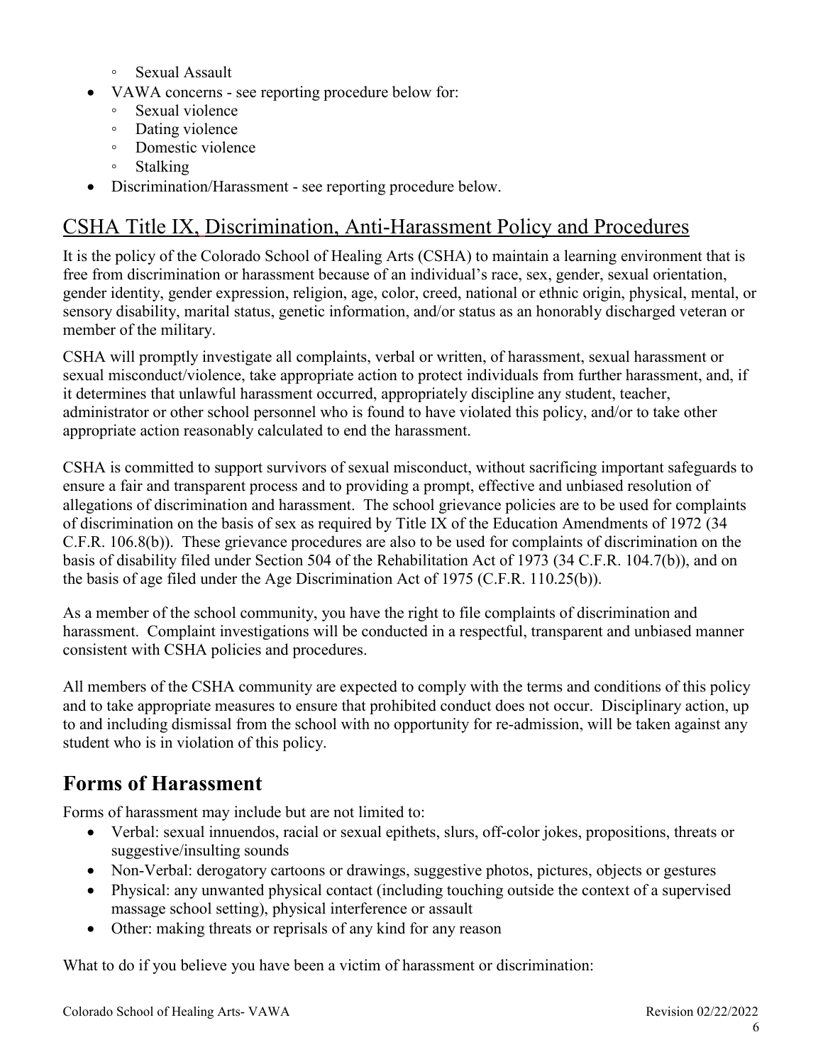- Sexual Assault
- VAWA concerns - see reporting procedure below for:
  - Sexual violence
  - Dating violence
  - Domestic violence
  - Stalking
- Discrimination/Harassment - see reporting procedure below.

## CSHA Title IX, Discrimination, Anti-Harassment Policy and Procedures

It is the policy of the Colorado School of Healing Arts (CSHA) to maintain a learning environment that is free from discrimination or harassment because of an individual's race, sex, gender, sexual orientation, gender identity, gender expression, religion, age, color, creed, national or ethnic origin, physical, mental, or sensory disability, marital status, genetic information, and/or status as an honorably discharged veteran or member of the military.

CSHA will promptly investigate all complaints, verbal or written, of harassment, sexual harassment or sexual misconduct/violence, take appropriate action to protect individuals from further harassment, and, if it determines that unlawful harassment occurred, appropriately discipline any student, teacher, administrator or other school personnel who is found to have violated this policy, and/or to take other appropriate action reasonably calculated to end the harassment.

CSHA is committed to support survivors of sexual misconduct, without sacrificing important safeguards to ensure a fair and transparent process and to providing a prompt, effective and unbiased resolution of allegations of discrimination and harassment. The school grievance policies are to be used for complaints of discrimination on the basis of sex as required by Title IX of the Education Amendments of 1972 (34 C.F.R. 106.8(b)). These grievance procedures are also to be used for complaints of discrimination on the basis of disability filed under Section 504 of the Rehabilitation Act of 1973 (34 C.F.R. 104.7(b)), and on the basis of age filed under the Age Discrimination Act of 1975 (C.F.R. 110.25(b)).

As a member of the school community, you have the right to file complaints of discrimination and harassment. Complaint investigations will be conducted in a respectful, transparent and unbiased manner consistent with CSHA policies and procedures.

All members of the CSHA community are expected to comply with the terms and conditions of this policy and to take appropriate measures to ensure that prohibited conduct does not occur. Disciplinary action, up to and including dismissal from the school with no opportunity for re-admission, will be taken against any student who is in violation of this policy.

## Forms of Harassment

Forms of harassment may include but are not limited to:

- Verbal: sexual innuendos, racial or sexual epithets, slurs, off-color jokes, propositions, threats or suggestive/insulting sounds
- Non-Verbal: derogatory cartoons or drawings, suggestive photos, pictures, objects or gestures
- Physical: any unwanted physical contact (including touching outside the context of a supervised massage school setting), physical interference or assault
- Other: making threats or reprisals of any kind for any reason

What to do if you believe you have been a victim of harassment or discrimination: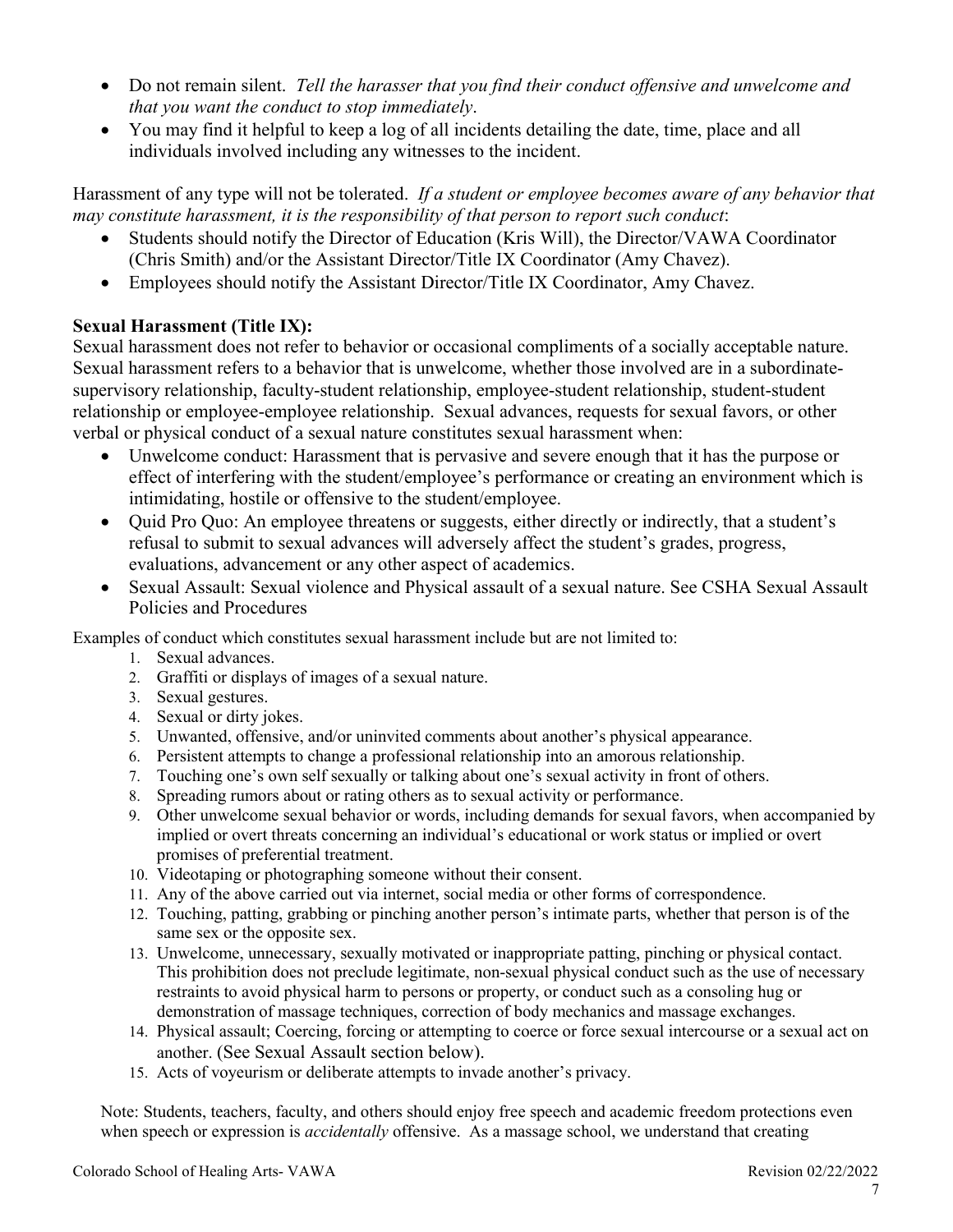- Do not remain silent. *Tell the harasser that you find their conduct offensive and unwelcome and that you want the conduct to stop immediately*.
- You may find it helpful to keep a log of all incidents detailing the date, time, place and all individuals involved including any witnesses to the incident.

Harassment of any type will not be tolerated. *If a student or employee becomes aware of any behavior that may constitute harassment, it is the responsibility of that person to report such conduct*:

- Students should notify the Director of Education (Kris Will), the Director/VAWA Coordinator (Chris Smith) and/or the Assistant Director/Title IX Coordinator (Amy Chavez).
- Employees should notify the Assistant Director/Title IX Coordinator, Amy Chavez.

**Sexual Harassment (Title IX):**

Sexual harassment does not refer to behavior or occasional compliments of a socially acceptable nature. Sexual harassment refers to a behavior that is unwelcome, whether those involved are in a subordinate-supervisory relationship, faculty-student relationship, employee-student relationship, student-student relationship or employee-employee relationship. Sexual advances, requests for sexual favors, or other verbal or physical conduct of a sexual nature constitutes sexual harassment when:

- Unwelcome conduct: Harassment that is pervasive and severe enough that it has the purpose or effect of interfering with the student/employee's performance or creating an environment which is intimidating, hostile or offensive to the student/employee.
- Quid Pro Quo: An employee threatens or suggests, either directly or indirectly, that a student's refusal to submit to sexual advances will adversely affect the student's grades, progress, evaluations, advancement or any other aspect of academics.
- Sexual Assault: Sexual violence and Physical assault of a sexual nature. See CSHA Sexual Assault Policies and Procedures

Examples of conduct which constitutes sexual harassment include but are not limited to:

1. Sexual advances.
2. Graffiti or displays of images of a sexual nature.
3. Sexual gestures.
4. Sexual or dirty jokes.
5. Unwanted, offensive, and/or uninvited comments about another's physical appearance.
6. Persistent attempts to change a professional relationship into an amorous relationship.
7. Touching one's own self sexually or talking about one's sexual activity in front of others.
8. Spreading rumors about or rating others as to sexual activity or performance.
9. Other unwelcome sexual behavior or words, including demands for sexual favors, when accompanied by implied or overt threats concerning an individual's educational or work status or implied or overt promises of preferential treatment.
10. Videotaping or photographing someone without their consent.
11. Any of the above carried out via internet, social media or other forms of correspondence.
12. Touching, patting, grabbing or pinching another person's intimate parts, whether that person is of the same sex or the opposite sex.
13. Unwelcome, unnecessary, sexually motivated or inappropriate patting, pinching or physical contact. This prohibition does not preclude legitimate, non-sexual physical conduct such as the use of necessary restraints to avoid physical harm to persons or property, or conduct such as a consoling hug or demonstration of massage techniques, correction of body mechanics and massage exchanges.
14. Physical assault; Coercing, forcing or attempting to coerce or force sexual intercourse or a sexual act on another. (See Sexual Assault section below).
15. Acts of voyeurism or deliberate attempts to invade another's privacy.

Note: Students, teachers, faculty, and others should enjoy free speech and academic freedom protections even when speech or expression is *accidentally* offensive. As a massage school, we understand that creating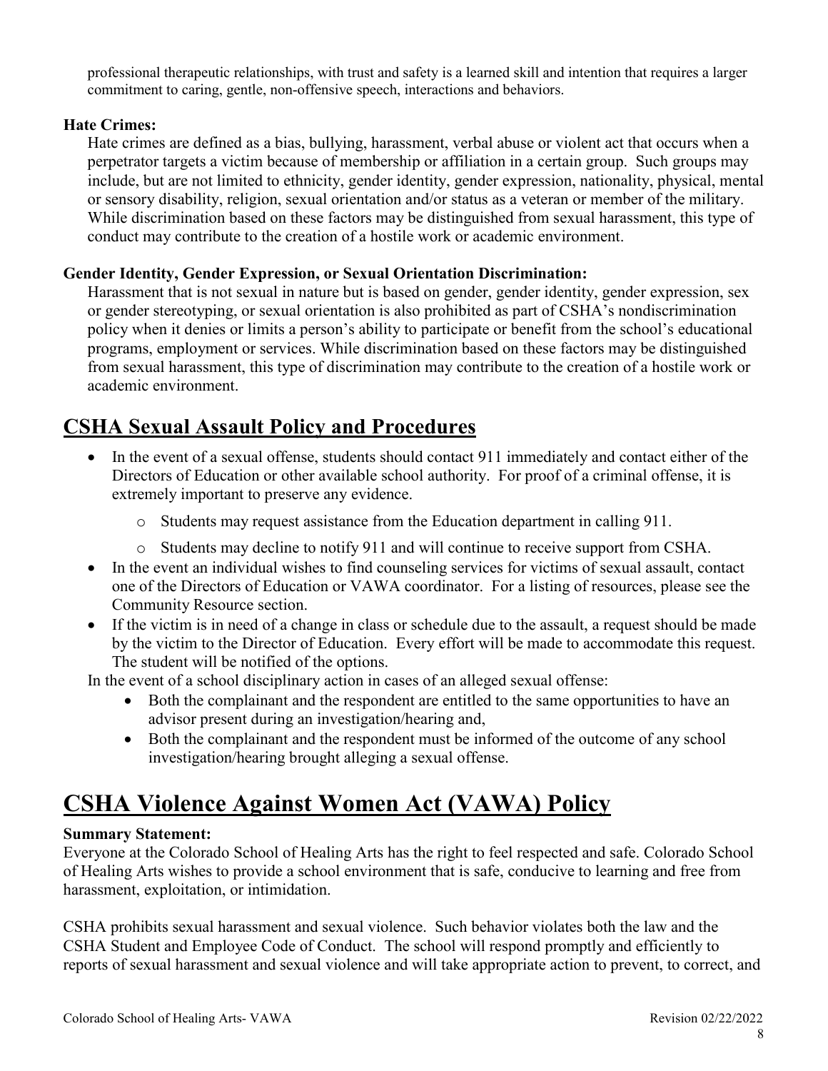professional therapeutic relationships, with trust and safety is a learned skill and intention that requires a larger commitment to caring, gentle, non-offensive speech, interactions and behaviors.

**Hate Crimes:**

Hate crimes are defined as a bias, bullying, harassment, verbal abuse or violent act that occurs when a perpetrator targets a victim because of membership or affiliation in a certain group. Such groups may include, but are not limited to ethnicity, gender identity, gender expression, nationality, physical, mental or sensory disability, religion, sexual orientation and/or status as a veteran or member of the military. While discrimination based on these factors may be distinguished from sexual harassment, this type of conduct may contribute to the creation of a hostile work or academic environment.

**Gender Identity, Gender Expression, or Sexual Orientation Discrimination:**

Harassment that is not sexual in nature but is based on gender, gender identity, gender expression, sex or gender stereotyping, or sexual orientation is also prohibited as part of CSHA's nondiscrimination policy when it denies or limits a person's ability to participate or benefit from the school's educational programs, employment or services. While discrimination based on these factors may be distinguished from sexual harassment, this type of discrimination may contribute to the creation of a hostile work or academic environment.

## CSHA Sexual Assault Policy and Procedures

- In the event of a sexual offense, students should contact 911 immediately and contact either of the Directors of Education or other available school authority. For proof of a criminal offense, it is extremely important to preserve any evidence.
  - Students may request assistance from the Education department in calling 911.
  - Students may decline to notify 911 and will continue to receive support from CSHA.
- In the event an individual wishes to find counseling services for victims of sexual assault, contact one of the Directors of Education or VAWA coordinator. For a listing of resources, please see the Community Resource section.
- If the victim is in need of a change in class or schedule due to the assault, a request should be made by the victim to the Director of Education. Every effort will be made to accommodate this request. The student will be notified of the options.

In the event of a school disciplinary action in cases of an alleged sexual offense:

- Both the complainant and the respondent are entitled to the same opportunities to have an advisor present during an investigation/hearing and,
- Both the complainant and the respondent must be informed of the outcome of any school investigation/hearing brought alleging a sexual offense.

# CSHA Violence Against Women Act (VAWA) Policy

**Summary Statement:**

Everyone at the Colorado School of Healing Arts has the right to feel respected and safe. Colorado School of Healing Arts wishes to provide a school environment that is safe, conducive to learning and free from harassment, exploitation, or intimidation.

CSHA prohibits sexual harassment and sexual violence. Such behavior violates both the law and the CSHA Student and Employee Code of Conduct. The school will respond promptly and efficiently to reports of sexual harassment and sexual violence and will take appropriate action to prevent, to correct, and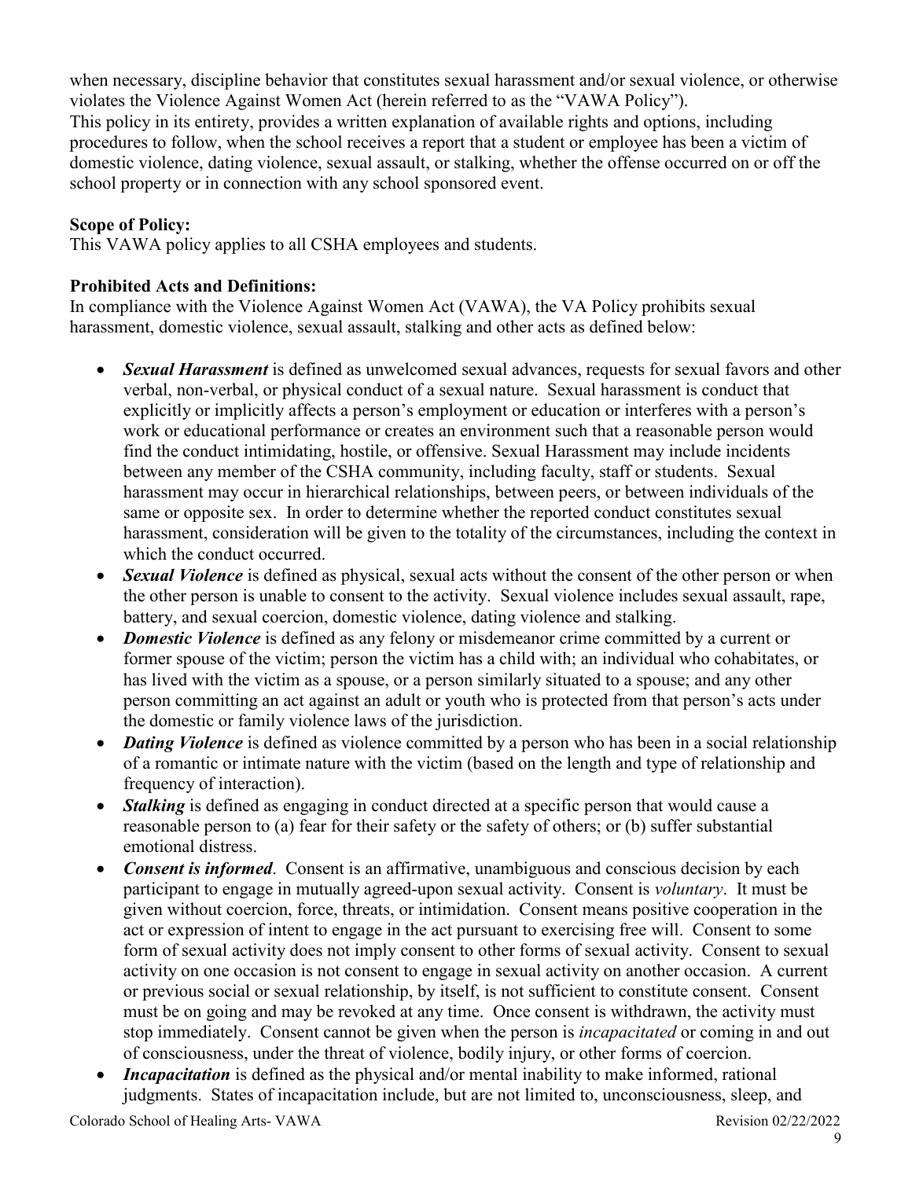when necessary, discipline behavior that constitutes sexual harassment and/or sexual violence, or otherwise violates the Violence Against Women Act (herein referred to as the "VAWA Policy").
This policy in its entirety, provides a written explanation of available rights and options, including procedures to follow, when the school receives a report that a student or employee has been a victim of domestic violence, dating violence, sexual assault, or stalking, whether the offense occurred on or off the school property or in connection with any school sponsored event.

**Scope of Policy:**
This VAWA policy applies to all CSHA employees and students.

**Prohibited Acts and Definitions:**
In compliance with the Violence Against Women Act (VAWA), the VA Policy prohibits sexual harassment, domestic violence, sexual assault, stalking and other acts as defined below:

- ***Sexual Harassment*** is defined as unwelcomed sexual advances, requests for sexual favors and other verbal, non-verbal, or physical conduct of a sexual nature. Sexual harassment is conduct that explicitly or implicitly affects a person's employment or education or interferes with a person's work or educational performance or creates an environment such that a reasonable person would find the conduct intimidating, hostile, or offensive. Sexual Harassment may include incidents between any member of the CSHA community, including faculty, staff or students. Sexual harassment may occur in hierarchical relationships, between peers, or between individuals of the same or opposite sex. In order to determine whether the reported conduct constitutes sexual harassment, consideration will be given to the totality of the circumstances, including the context in which the conduct occurred.
- ***Sexual Violence*** is defined as physical, sexual acts without the consent of the other person or when the other person is unable to consent to the activity. Sexual violence includes sexual assault, rape, battery, and sexual coercion, domestic violence, dating violence and stalking.
- ***Domestic Violence*** is defined as any felony or misdemeanor crime committed by a current or former spouse of the victim; person the victim has a child with; an individual who cohabitates, or has lived with the victim as a spouse, or a person similarly situated to a spouse; and any other person committing an act against an adult or youth who is protected from that person's acts under the domestic or family violence laws of the jurisdiction.
- ***Dating Violence*** is defined as violence committed by a person who has been in a social relationship of a romantic or intimate nature with the victim (based on the length and type of relationship and frequency of interaction).
- ***Stalking*** is defined as engaging in conduct directed at a specific person that would cause a reasonable person to (a) fear for their safety or the safety of others; or (b) suffer substantial emotional distress.
- ***Consent is informed***. Consent is an affirmative, unambiguous and conscious decision by each participant to engage in mutually agreed-upon sexual activity. Consent is *voluntary*. It must be given without coercion, force, threats, or intimidation. Consent means positive cooperation in the act or expression of intent to engage in the act pursuant to exercising free will. Consent to some form of sexual activity does not imply consent to other forms of sexual activity. Consent to sexual activity on one occasion is not consent to engage in sexual activity on another occasion. A current or previous social or sexual relationship, by itself, is not sufficient to constitute consent. Consent must be on going and may be revoked at any time. Once consent is withdrawn, the activity must stop immediately. Consent cannot be given when the person is *incapacitated* or coming in and out of consciousness, under the threat of violence, bodily injury, or other forms of coercion.
- ***Incapacitation*** is defined as the physical and/or mental inability to make informed, rational judgments. States of incapacitation include, but are not limited to, unconsciousness, sleep, and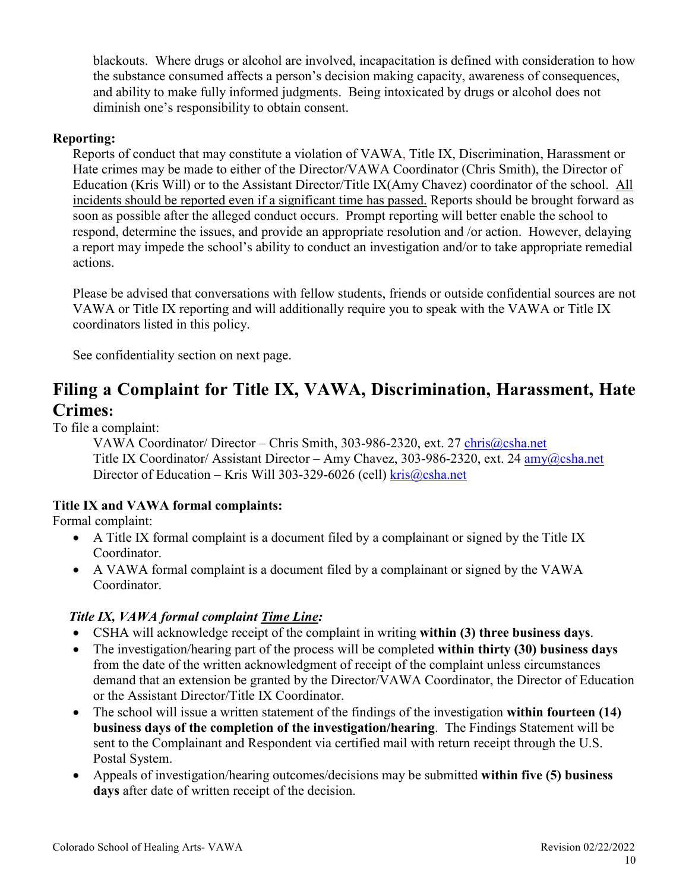blackouts. Where drugs or alcohol are involved, incapacitation is defined with consideration to how the substance consumed affects a person's decision making capacity, awareness of consequences, and ability to make fully informed judgments. Being intoxicated by drugs or alcohol does not diminish one's responsibility to obtain consent.

**Reporting:**

Reports of conduct that may constitute a violation of VAWA, Title IX, Discrimination, Harassment or Hate crimes may be made to either of the Director/VAWA Coordinator (Chris Smith), the Director of Education (Kris Will) or to the Assistant Director/Title IX(Amy Chavez) coordinator of the school. <u>All incidents should be reported even if a significant time has passed.</u> Reports should be brought forward as soon as possible after the alleged conduct occurs. Prompt reporting will better enable the school to respond, determine the issues, and provide an appropriate resolution and /or action. However, delaying a report may impede the school's ability to conduct an investigation and/or to take appropriate remedial actions.

Please be advised that conversations with fellow students, friends or outside confidential sources are not VAWA or Title IX reporting and will additionally require you to speak with the VAWA or Title IX coordinators listed in this policy.

See confidentiality section on next page.

## Filing a Complaint for Title IX, VAWA, Discrimination, Harassment, Hate Crimes:

To file a complaint:

VAWA Coordinator/ Director – Chris Smith, 303-986-2320, ext. 27 chris@csha.net
Title IX Coordinator/ Assistant Director – Amy Chavez, 303-986-2320, ext. 24 amy@csha.net
Director of Education – Kris Will 303-329-6026 (cell) kris@csha.net

**Title IX and VAWA formal complaints:**

Formal complaint:

- A Title IX formal complaint is a document filed by a complainant or signed by the Title IX Coordinator.
- A VAWA formal complaint is a document filed by a complainant or signed by the VAWA Coordinator.

***Title IX, VAWA formal complaint <u>Time Line</u>:***

- CSHA will acknowledge receipt of the complaint in writing **within (3) three business days**.
- The investigation/hearing part of the process will be completed **within thirty (30) business days** from the date of the written acknowledgment of receipt of the complaint unless circumstances demand that an extension be granted by the Director/VAWA Coordinator, the Director of Education or the Assistant Director/Title IX Coordinator.
- The school will issue a written statement of the findings of the investigation **within fourteen (14) business days of the completion of the investigation/hearing**. The Findings Statement will be sent to the Complainant and Respondent via certified mail with return receipt through the U.S. Postal System.
- Appeals of investigation/hearing outcomes/decisions may be submitted **within five (5) business days** after date of written receipt of the decision.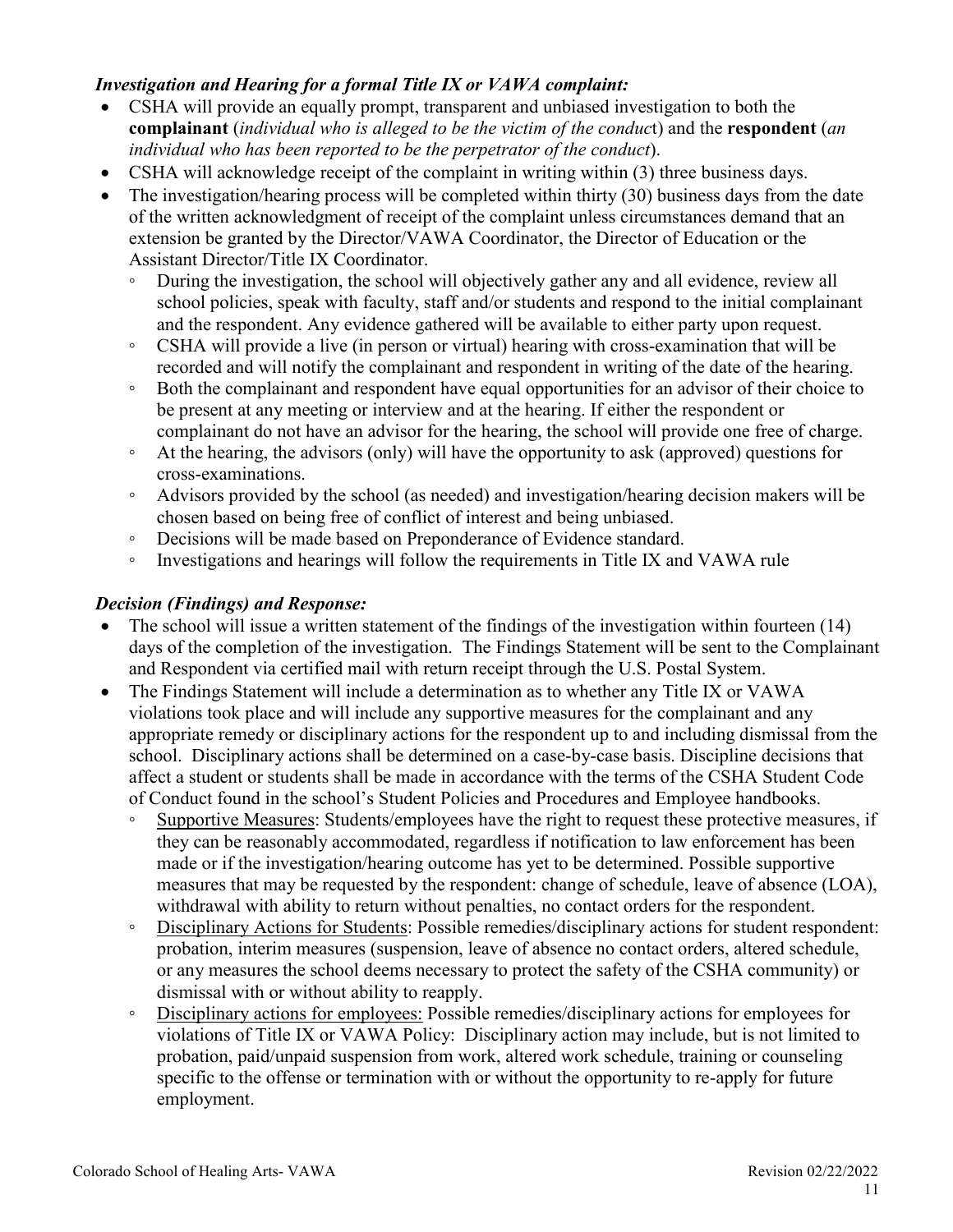***Investigation and Hearing for a formal Title IX or VAWA complaint:***

- CSHA will provide an equally prompt, transparent and unbiased investigation to both the **complainant** (*individual who is alleged to be the victim of the conduct*) and the **respondent** (*an individual who has been reported to be the perpetrator of the conduct*).
- CSHA will acknowledge receipt of the complaint in writing within (3) three business days.
- The investigation/hearing process will be completed within thirty (30) business days from the date of the written acknowledgment of receipt of the complaint unless circumstances demand that an extension be granted by the Director/VAWA Coordinator, the Director of Education or the Assistant Director/Title IX Coordinator.
  - During the investigation, the school will objectively gather any and all evidence, review all school policies, speak with faculty, staff and/or students and respond to the initial complainant and the respondent. Any evidence gathered will be available to either party upon request.
  - CSHA will provide a live (in person or virtual) hearing with cross-examination that will be recorded and will notify the complainant and respondent in writing of the date of the hearing.
  - Both the complainant and respondent have equal opportunities for an advisor of their choice to be present at any meeting or interview and at the hearing. If either the respondent or complainant do not have an advisor for the hearing, the school will provide one free of charge.
  - At the hearing, the advisors (only) will have the opportunity to ask (approved) questions for cross-examinations.
  - Advisors provided by the school (as needed) and investigation/hearing decision makers will be chosen based on being free of conflict of interest and being unbiased.
  - Decisions will be made based on Preponderance of Evidence standard.
  - Investigations and hearings will follow the requirements in Title IX and VAWA rule

***Decision (Findings) and Response:***

- The school will issue a written statement of the findings of the investigation within fourteen (14) days of the completion of the investigation. The Findings Statement will be sent to the Complainant and Respondent via certified mail with return receipt through the U.S. Postal System.
- The Findings Statement will include a determination as to whether any Title IX or VAWA violations took place and will include any supportive measures for the complainant and any appropriate remedy or disciplinary actions for the respondent up to and including dismissal from the school. Disciplinary actions shall be determined on a case-by-case basis. Discipline decisions that affect a student or students shall be made in accordance with the terms of the CSHA Student Code of Conduct found in the school's Student Policies and Procedures and Employee handbooks.
  - <u>Supportive Measures</u>: Students/employees have the right to request these protective measures, if they can be reasonably accommodated, regardless if notification to law enforcement has been made or if the investigation/hearing outcome has yet to be determined. Possible supportive measures that may be requested by the respondent: change of schedule, leave of absence (LOA), withdrawal with ability to return without penalties, no contact orders for the respondent.
  - <u>Disciplinary Actions for Students</u>: Possible remedies/disciplinary actions for student respondent: probation, interim measures (suspension, leave of absence no contact orders, altered schedule, or any measures the school deems necessary to protect the safety of the CSHA community) or dismissal with or without ability to reapply.
  - <u>Disciplinary actions for employees:</u> Possible remedies/disciplinary actions for employees for violations of Title IX or VAWA Policy: Disciplinary action may include, but is not limited to probation, paid/unpaid suspension from work, altered work schedule, training or counseling specific to the offense or termination with or without the opportunity to re-apply for future employment.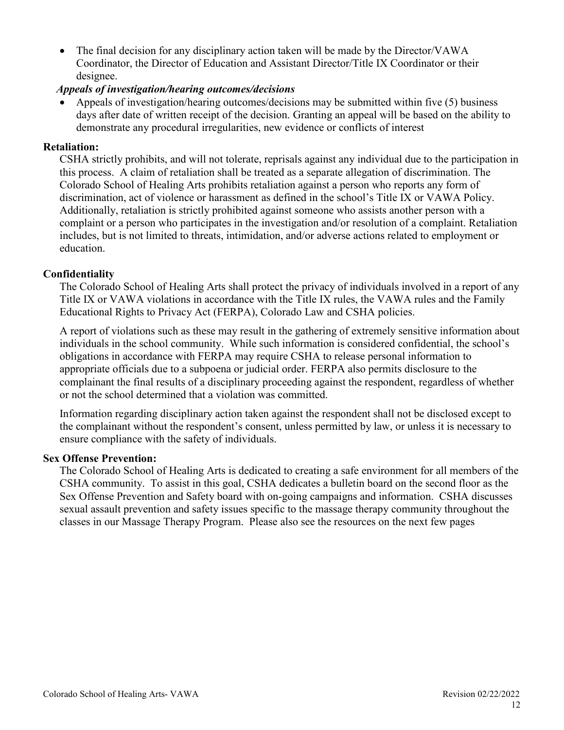- The final decision for any disciplinary action taken will be made by the Director/VAWA Coordinator, the Director of Education and Assistant Director/Title IX Coordinator or their designee.

***Appeals of investigation/hearing outcomes/decisions***

- Appeals of investigation/hearing outcomes/decisions may be submitted within five (5) business days after date of written receipt of the decision. Granting an appeal will be based on the ability to demonstrate any procedural irregularities, new evidence or conflicts of interest

**Retaliation:**

CSHA strictly prohibits, and will not tolerate, reprisals against any individual due to the participation in this process. A claim of retaliation shall be treated as a separate allegation of discrimination. The Colorado School of Healing Arts prohibits retaliation against a person who reports any form of discrimination, act of violence or harassment as defined in the school's Title IX or VAWA Policy. Additionally, retaliation is strictly prohibited against someone who assists another person with a complaint or a person who participates in the investigation and/or resolution of a complaint. Retaliation includes, but is not limited to threats, intimidation, and/or adverse actions related to employment or education.

**Confidentiality**

The Colorado School of Healing Arts shall protect the privacy of individuals involved in a report of any Title IX or VAWA violations in accordance with the Title IX rules, the VAWA rules and the Family Educational Rights to Privacy Act (FERPA), Colorado Law and CSHA policies.

A report of violations such as these may result in the gathering of extremely sensitive information about individuals in the school community. While such information is considered confidential, the school's obligations in accordance with FERPA may require CSHA to release personal information to appropriate officials due to a subpoena or judicial order. FERPA also permits disclosure to the complainant the final results of a disciplinary proceeding against the respondent, regardless of whether or not the school determined that a violation was committed.

Information regarding disciplinary action taken against the respondent shall not be disclosed except to the complainant without the respondent's consent, unless permitted by law, or unless it is necessary to ensure compliance with the safety of individuals.

**Sex Offense Prevention:**

The Colorado School of Healing Arts is dedicated to creating a safe environment for all members of the CSHA community. To assist in this goal, CSHA dedicates a bulletin board on the second floor as the Sex Offense Prevention and Safety board with on-going campaigns and information. CSHA discusses sexual assault prevention and safety issues specific to the massage therapy community throughout the classes in our Massage Therapy Program. Please also see the resources on the next few pages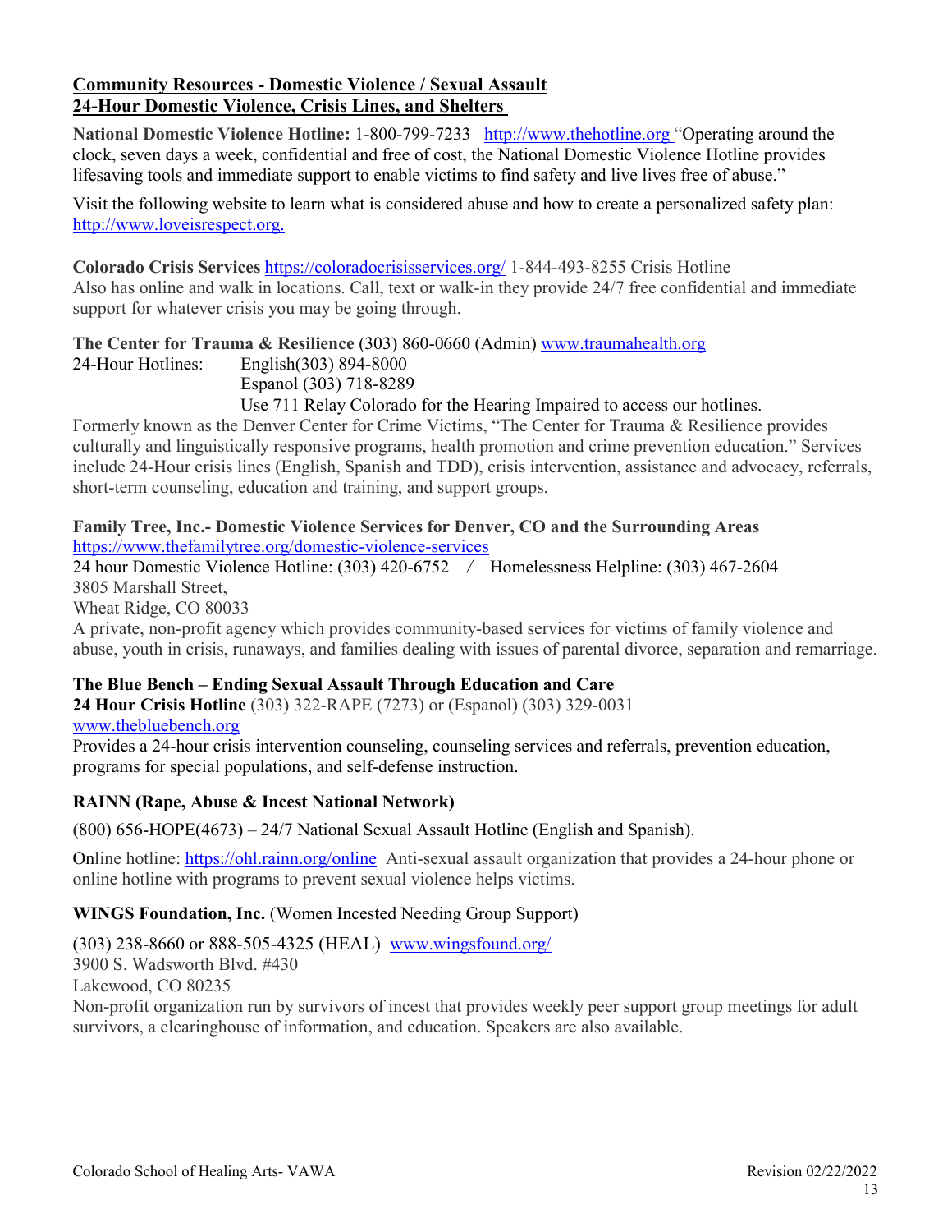**Community Resources - Domestic Violence / Sexual Assault**
**24-Hour Domestic Violence, Crisis Lines, and Shelters**

**National Domestic Violence Hotline:** 1-800-799-7233 http://www.thehotline.org "Operating around the clock, seven days a week, confidential and free of cost, the National Domestic Violence Hotline provides lifesaving tools and immediate support to enable victims to find safety and live lives free of abuse."

Visit the following website to learn what is considered abuse and how to create a personalized safety plan: http://www.loveisrespect.org.

**Colorado Crisis Services** https://coloradocrisisservices.org/ 1-844-493-8255 Crisis Hotline
Also has online and walk in locations. Call, text or walk-in they provide 24/7 free confidential and immediate support for whatever crisis you may be going through.

**The Center for Trauma & Resilience** (303) 860-0660 (Admin) www.traumahealth.org
24-Hour Hotlines: English(303) 894-8000
Espanol (303) 718-8289
Use 711 Relay Colorado for the Hearing Impaired to access our hotlines.
Formerly known as the Denver Center for Crime Victims, "The Center for Trauma & Resilience provides culturally and linguistically responsive programs, health promotion and crime prevention education." Services include 24-Hour crisis lines (English, Spanish and TDD), crisis intervention, assistance and advocacy, referrals, short-term counseling, education and training, and support groups.

**Family Tree, Inc.- Domestic Violence Services for Denver, CO and the Surrounding Areas**
https://www.thefamilytree.org/domestic-violence-services
24 hour Domestic Violence Hotline: (303) 420-6752 / Homelessness Helpline: (303) 467-2604
3805 Marshall Street,
Wheat Ridge, CO 80033
A private, non-profit agency which provides community-based services for victims of family violence and abuse, youth in crisis, runaways, and families dealing with issues of parental divorce, separation and remarriage.

**The Blue Bench – Ending Sexual Assault Through Education and Care**
**24 Hour Crisis Hotline** (303) 322-RAPE (7273) or (Espanol) (303) 329-0031
www.thebluebench.org
Provides a 24-hour crisis intervention counseling, counseling services and referrals, prevention education, programs for special populations, and self-defense instruction.

**RAINN (Rape, Abuse & Incest National Network)**

(800) 656-HOPE(4673) – 24/7 National Sexual Assault Hotline (English and Spanish).

Online hotline: https://ohl.rainn.org/online Anti-sexual assault organization that provides a 24-hour phone or online hotline with programs to prevent sexual violence helps victims.

**WINGS Foundation, Inc.** (Women Incested Needing Group Support)

(303) 238-8660 or 888-505-4325 (HEAL) www.wingsfound.org/
3900 S. Wadsworth Blvd. #430
Lakewood, CO 80235
Non-profit organization run by survivors of incest that provides weekly peer support group meetings for adult survivors, a clearinghouse of information, and education. Speakers are also available.